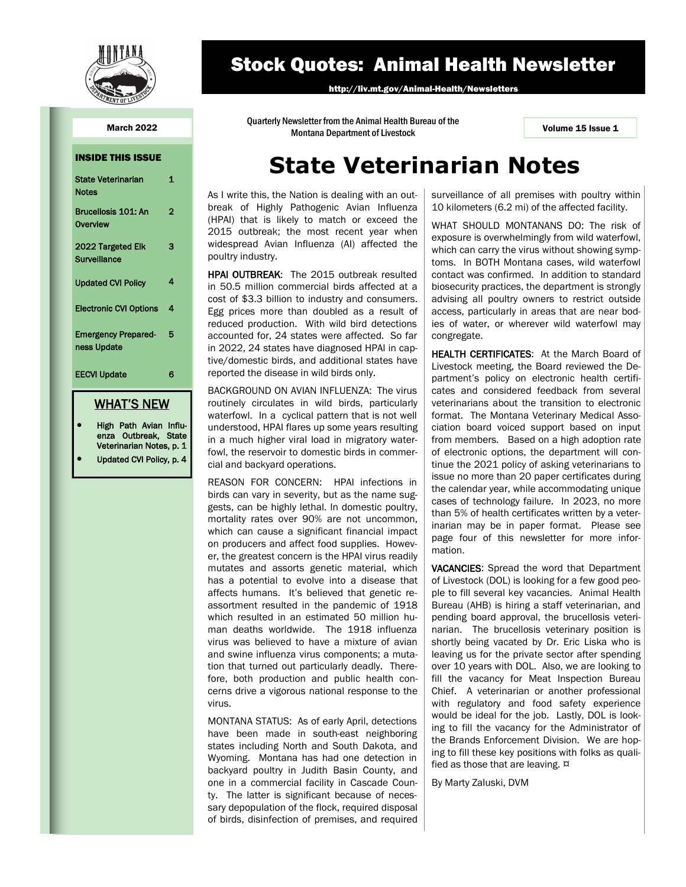# Stock Quotes: Animal Health Newsletter

http://liv.mt.gov/Animal-Health/Newsletters

Quarterly Newsletter from the Animal Health Bureau of the Montana Department of Livestock

March 2022

Volume 15 Issue 1

**INSIDE THIS ISSUE**

| | |
|---|---|
| State Veterinarian Notes | 1 |
| Brucellosis 101: An Overview | 2 |
| 2022 Targeted Elk Surveillance | 3 |
| Updated CVI Policy | 4 |
| Electronic CVI Options | 4 |
| Emergency Preparedness Update | 5 |
| EECVI Update | 6 |

**WHAT'S NEW**

- High Path Avian Influenza Outbreak, State Veterinarian Notes, p. 1
- Updated CVI Policy, p. 4

# State Veterinarian Notes

As I write this, the Nation is dealing with an outbreak of Highly Pathogenic Avian Influenza (HPAI) that is likely to match or exceed the 2015 outbreak; the most recent year when widespread Avian Influenza (AI) affected the poultry industry.

**HPAI OUTBREAK**: The 2015 outbreak resulted in 50.5 million commercial birds affected at a cost of $3.3 billion to industry and consumers. Egg prices more than doubled as a result of reduced production. With wild bird detections accounted for, 24 states were affected. So far in 2022, 24 states have diagnosed HPAI in captive/domestic birds, and additional states have reported the disease in wild birds only.

BACKGROUND ON AVIAN INFLUENZA: The virus routinely circulates in wild birds, particularly waterfowl. In a cyclical pattern that is not well understood, HPAI flares up some years resulting in a much higher viral load in migratory waterfowl, the reservoir to domestic birds in commercial and backyard operations.

REASON FOR CONCERN: HPAI infections in birds can vary in severity, but as the name suggests, can be highly lethal. In domestic poultry, mortality rates over 90% are not uncommon, which can cause a significant financial impact on producers and affect food supplies. However, the greatest concern is the HPAI virus readily mutates and assorts genetic material, which has a potential to evolve into a disease that affects humans. It's believed that genetic reassortment resulted in the pandemic of 1918 which resulted in an estimated 50 million human deaths worldwide. The 1918 influenza virus was believed to have a mixture of avian and swine influenza virus components; a mutation that turned out particularly deadly. Therefore, both production and public health concerns drive a vigorous national response to the virus.

MONTANA STATUS: As of early April, detections have been made in south-east neighboring states including North and South Dakota, and Wyoming. Montana has had one detection in backyard poultry in Judith Basin County, and one in a commercial facility in Cascade County. The latter is significant because of necessary depopulation of the flock, required disposal of birds, disinfection of premises, and required surveillance of all premises with poultry within 10 kilometers (6.2 mi) of the affected facility.

WHAT SHOULD MONTANANS DO: The risk of exposure is overwhelmingly from wild waterfowl, which can carry the virus without showing symptoms. In BOTH Montana cases, wild waterfowl contact was confirmed. In addition to standard biosecurity practices, the department is strongly advising all poultry owners to restrict outside access, particularly in areas that are near bodies of water, or wherever wild waterfowl may congregate.

**HEALTH CERTIFICATES**: At the March Board of Livestock meeting, the Board reviewed the Department's policy on electronic health certificates and considered feedback from several veterinarians about the transition to electronic format. The Montana Veterinary Medical Association board voiced support based on input from members. Based on a high adoption rate of electronic options, the department will continue the 2021 policy of asking veterinarians to issue no more than 20 paper certificates during the calendar year, while accommodating unique cases of technology failure. In 2023, no more than 5% of health certificates written by a veterinarian may be in paper format. Please see page four of this newsletter for more information.

**VACANCIES**: Spread the word that Department of Livestock (DOL) is looking for a few good people to fill several key vacancies. Animal Health Bureau (AHB) is hiring a staff veterinarian, and pending board approval, the brucellosis veterinarian. The brucellosis veterinary position is shortly being vacated by Dr. Eric Liska who is leaving us for the private sector after spending over 10 years with DOL. Also, we are looking to fill the vacancy for Meat Inspection Bureau Chief. A veterinarian or another professional with regulatory and food safety experience would be ideal for the job. Lastly, DOL is looking to fill the vacancy for the Administrator of the Brands Enforcement Division. We are hoping to fill these key positions with folks as qualified as those that are leaving. ¤

By Marty Zaluski, DVM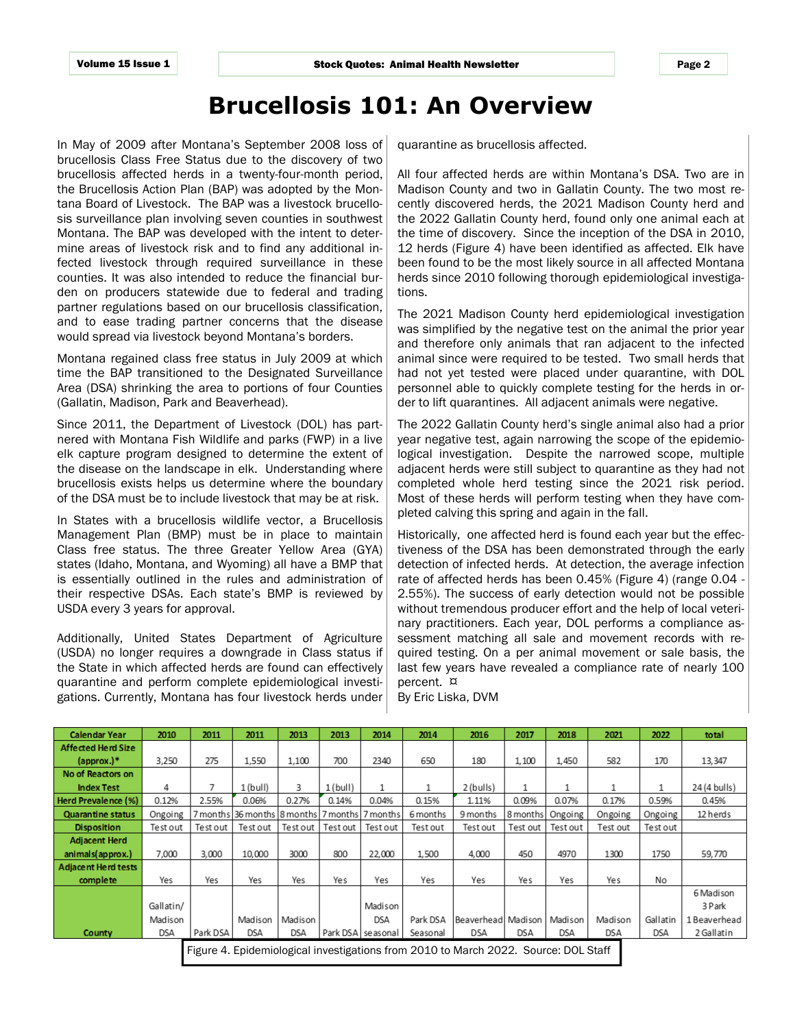# Brucellosis 101: An Overview

In May of 2009 after Montana's September 2008 loss of brucellosis Class Free Status due to the discovery of two brucellosis affected herds in a twenty-four-month period, the Brucellosis Action Plan (BAP) was adopted by the Montana Board of Livestock. The BAP was a livestock brucellosis surveillance plan involving seven counties in southwest Montana. The BAP was developed with the intent to determine areas of livestock risk and to find any additional infected livestock through required surveillance in these counties. It was also intended to reduce the financial burden on producers statewide due to federal and trading partner regulations based on our brucellosis classification, and to ease trading partner concerns that the disease would spread via livestock beyond Montana's borders.

Montana regained class free status in July 2009 at which time the BAP transitioned to the Designated Surveillance Area (DSA) shrinking the area to portions of four Counties (Gallatin, Madison, Park and Beaverhead).

Since 2011, the Department of Livestock (DOL) has partnered with Montana Fish Wildlife and parks (FWP) in a live elk capture program designed to determine the extent of the disease on the landscape in elk. Understanding where brucellosis exists helps us determine where the boundary of the DSA must be to include livestock that may be at risk.

In States with a brucellosis wildlife vector, a Brucellosis Management Plan (BMP) must be in place to maintain Class free status. The three Greater Yellow Area (GYA) states (Idaho, Montana, and Wyoming) all have a BMP that is essentially outlined in the rules and administration of their respective DSAs. Each state's BMP is reviewed by USDA every 3 years for approval.

Additionally, United States Department of Agriculture (USDA) no longer requires a downgrade in Class status if the State in which affected herds are found can effectively quarantine and perform complete epidemiological investigations. Currently, Montana has four livestock herds under quarantine as brucellosis affected.

All four affected herds are within Montana's DSA. Two are in Madison County and two in Gallatin County. The two most recently discovered herds, the 2021 Madison County herd and the 2022 Gallatin County herd, found only one animal each at the time of discovery. Since the inception of the DSA in 2010, 12 herds (Figure 4) have been identified as affected. Elk have been found to be the most likely source in all affected Montana herds since 2010 following thorough epidemiological investigations.

The 2021 Madison County herd epidemiological investigation was simplified by the negative test on the animal the prior year and therefore only animals that ran adjacent to the infected animal since were required to be tested. Two small herds that had not yet tested were placed under quarantine, with DOL personnel able to quickly complete testing for the herds in order to lift quarantines. All adjacent animals were negative.

The 2022 Gallatin County herd's single animal also had a prior year negative test, again narrowing the scope of the epidemiological investigation. Despite the narrowed scope, multiple adjacent herds were still subject to quarantine as they had not completed whole herd testing since the 2021 risk period. Most of these herds will perform testing when they have completed calving this spring and again in the fall.

Historically, one affected herd is found each year but the effectiveness of the DSA has been demonstrated through the early detection of infected herds. At detection, the average infection rate of affected herds has been 0.45% (Figure 4) (range 0.04 - 2.55%). The success of early detection would not be possible without tremendous producer effort and the help of local veterinary practitioners. Each year, DOL performs a compliance assessment matching all sale and movement records with required testing. On a per animal movement or sale basis, the last few years have revealed a compliance rate of nearly 100 percent. ¤

By Eric Liska, DVM

| Calendar Year | 2010 | 2011 | 2011 | 2013 | 2013 | 2014 | 2014 | 2016 | 2017 | 2018 | 2021 | 2022 | total |
|---|---|---|---|---|---|---|---|---|---|---|---|---|---|
| Affected Herd Size (approx.)* | 3,250 | 275 | 1,550 | 1,100 | 700 | 2340 | 650 | 180 | 1,100 | 1,450 | 582 | 170 | 13,347 |
| No of Reactors on Index Test | 4 | 7 | 1 (bull) | 3 | 1 (bull) | 1 | 1 | 2 (bulls) | 1 | 1 | 1 | 1 | 24 (4 bulls) |
| Herd Prevalence (%) | 0.12% | 2.55% | 0.06% | 0.27% | 0.14% | 0.04% | 0.15% | 1.11% | 0.09% | 0.07% | 0.17% | 0.59% | 0.45% |
| Quarantine status | Ongoing | 7 months | 36 months | 8 months | 7 months | 7 months | 6 months | 9 months | 8 months | Ongoing | Ongoing | Ongoing | 12 herds |
| Disposition | Test out | Test out | Test out | Test out | Test out | Test out | Test out | Test out | Test out | Test out | Test out | Test out | |
| Adjacent Herd animals(approx.) | 7,000 | 3,000 | 10,000 | 3000 | 800 | 22,000 | 1,500 | 4,000 | 450 | 4970 | 1300 | 1750 | 59,770 |
| Adjacent Herd tests complete | Yes | Yes | Yes | Yes | Yes | Yes | Yes | Yes | Yes | Yes | Yes | No | |
| County | Gallatin/ Madison DSA | Park DSA | Madison DSA | Madison DSA | Park DSA | Madison DSA seasonal | Park DSA Seasonal | Beaverhead DSA | Madison DSA | Madison DSA | Madison DSA | Gallatin DSA | 6 Madison 3 Park 1 Beaverhead 2 Gallatin |

Figure 4. Epidemiological investigations from 2010 to March 2022. Source: DOL Staff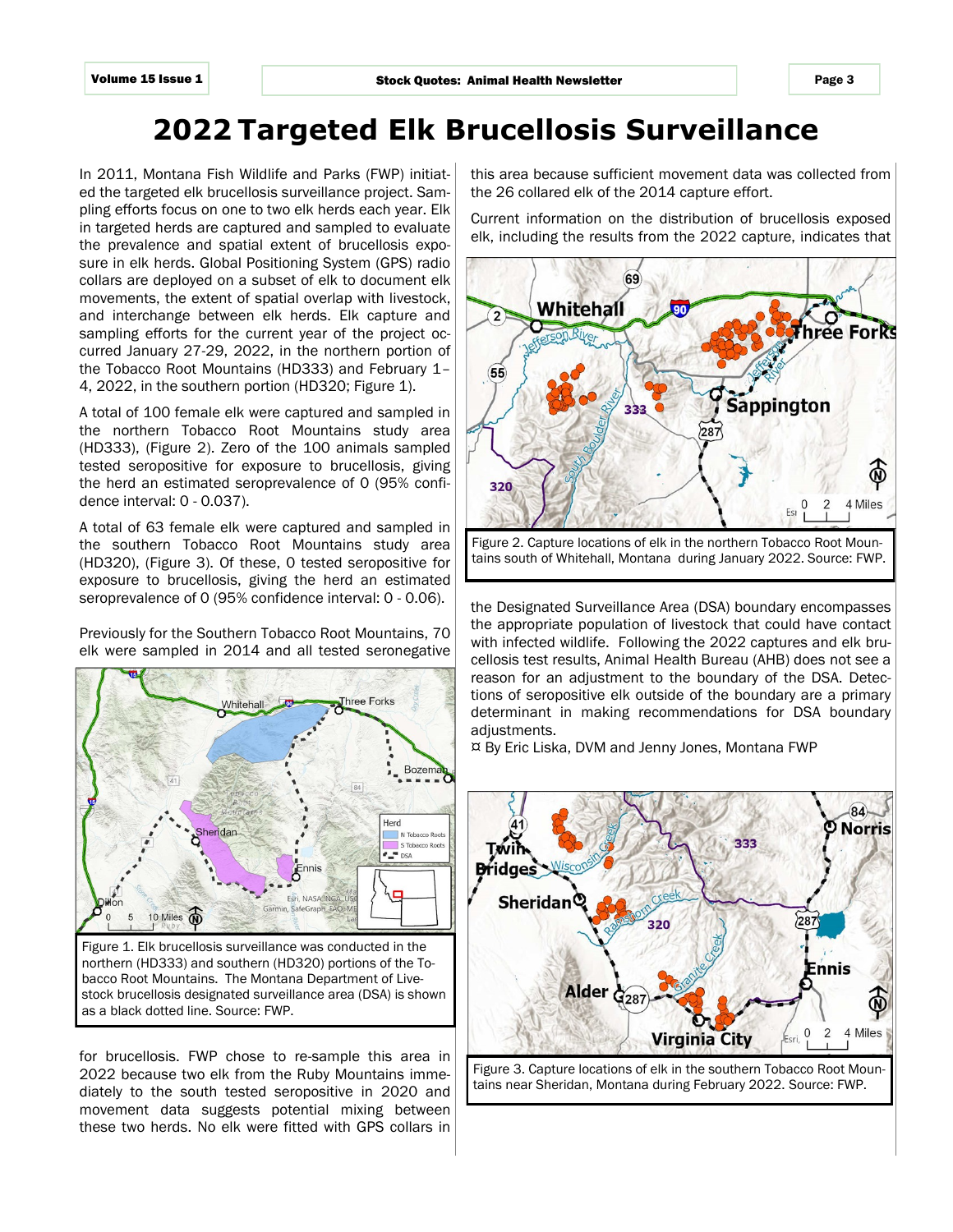# 2022 Targeted Elk Brucellosis Surveillance

In 2011, Montana Fish Wildlife and Parks (FWP) initiated the targeted elk brucellosis surveillance project. Sampling efforts focus on one to two elk herds each year. Elk in targeted herds are captured and sampled to evaluate the prevalence and spatial extent of brucellosis exposure in elk herds. Global Positioning System (GPS) radio collars are deployed on a subset of elk to document elk movements, the extent of spatial overlap with livestock, and interchange between elk herds. Elk capture and sampling efforts for the current year of the project occurred January 27-29, 2022, in the northern portion of the Tobacco Root Mountains (HD333) and February 1–4, 2022, in the southern portion (HD320; Figure 1).

A total of 100 female elk were captured and sampled in the northern Tobacco Root Mountains study area (HD333), (Figure 2). Zero of the 100 animals sampled tested seropositive for exposure to brucellosis, giving the herd an estimated seroprevalence of 0 (95% confidence interval: 0 - 0.037).

A total of 63 female elk were captured and sampled in the southern Tobacco Root Mountains study area (HD320), (Figure 3). Of these, 0 tested seropositive for exposure to brucellosis, giving the herd an estimated seroprevalence of 0 (95% confidence interval: 0 - 0.06).

Previously for the Southern Tobacco Root Mountains, 70 elk were sampled in 2014 and all tested seronegative for brucellosis. FWP chose to re-sample this area in 2022 because two elk from the Ruby Mountains immediately to the south tested seropositive in 2020 and movement data suggests potential mixing between these two herds. No elk were fitted with GPS collars in this area because sufficient movement data was collected from the 26 collared elk of the 2014 capture effort.

Figure 1. Elk brucellosis surveillance was conducted in the northern (HD333) and southern (HD320) portions of the Tobacco Root Mountains. The Montana Department of Livestock brucellosis designated surveillance area (DSA) is shown as a black dotted line. Source: FWP.

Current information on the distribution of brucellosis exposed elk, including the results from the 2022 capture, indicates that the Designated Surveillance Area (DSA) boundary encompasses the appropriate population of livestock that could have contact with infected wildlife. Following the 2022 captures and elk brucellosis test results, Animal Health Bureau (AHB) does not see a reason for an adjustment to the boundary of the DSA. Detections of seropositive elk outside of the boundary are a primary determinant in making recommendations for DSA boundary adjustments.

¤ By Eric Liska, DVM and Jenny Jones, Montana FWP

Figure 2. Capture locations of elk in the northern Tobacco Root Mountains south of Whitehall, Montana during January 2022. Source: FWP.

Figure 3. Capture locations of elk in the southern Tobacco Root Mountains near Sheridan, Montana during February 2022. Source: FWP.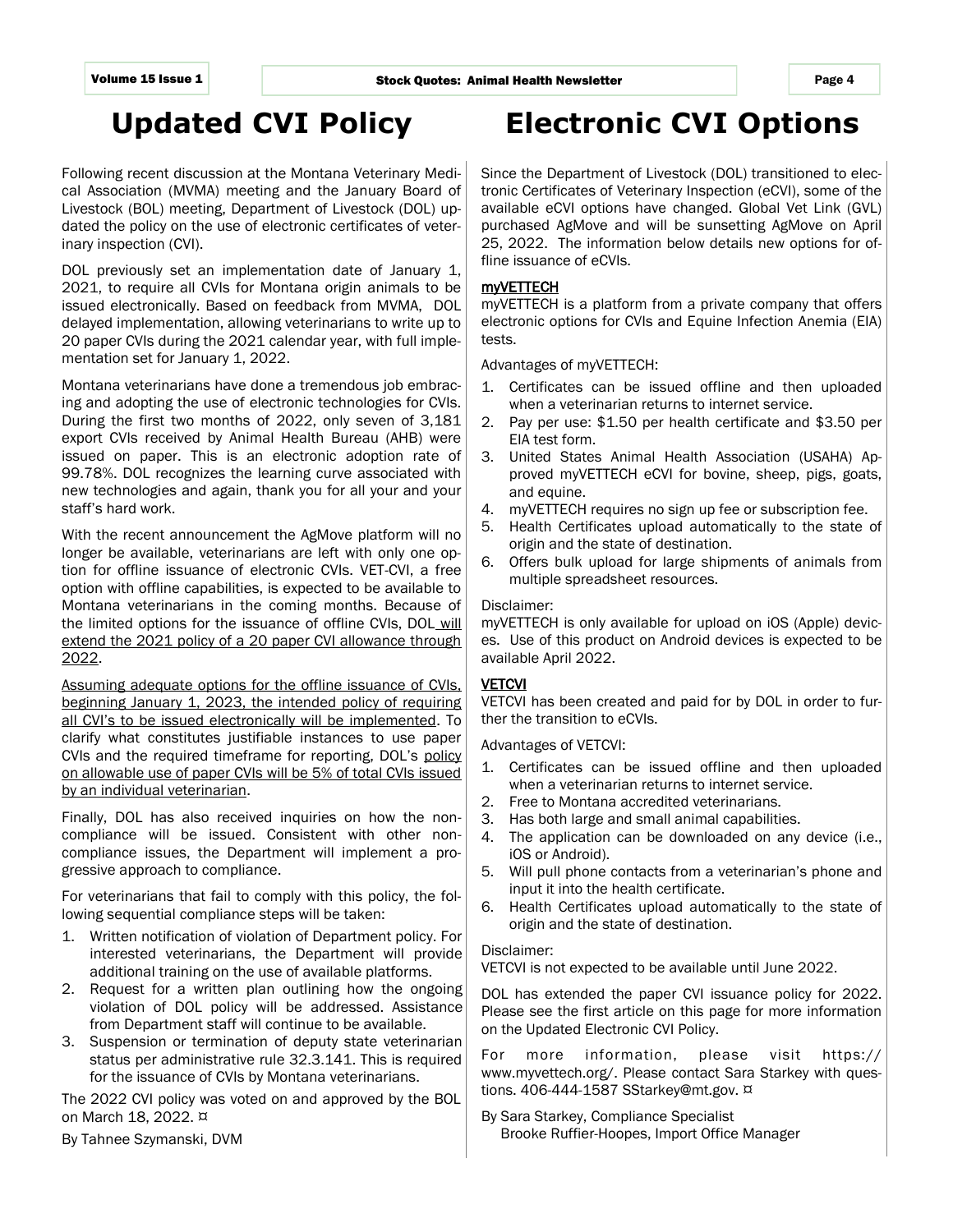# Updated CVI Policy

Following recent discussion at the Montana Veterinary Medical Association (MVMA) meeting and the January Board of Livestock (BOL) meeting, Department of Livestock (DOL) updated the policy on the use of electronic certificates of veterinary inspection (CVI).

DOL previously set an implementation date of January 1, 2021, to require all CVIs for Montana origin animals to be issued electronically. Based on feedback from MVMA, DOL delayed implementation, allowing veterinarians to write up to 20 paper CVIs during the 2021 calendar year, with full implementation set for January 1, 2022.

Montana veterinarians have done a tremendous job embracing and adopting the use of electronic technologies for CVIs. During the first two months of 2022, only seven of 3,181 export CVIs received by Animal Health Bureau (AHB) were issued on paper. This is an electronic adoption rate of 99.78%. DOL recognizes the learning curve associated with new technologies and again, thank you for all your and your staff's hard work.

With the recent announcement the AgMove platform will no longer be available, veterinarians are left with only one option for offline issuance of electronic CVIs. VET-CVI, a free option with offline capabilities, is expected to be available to Montana veterinarians in the coming months. Because of the limited options for the issuance of offline CVIs, DOL will extend the 2021 policy of a 20 paper CVI allowance through 2022.

Assuming adequate options for the offline issuance of CVIs, beginning January 1, 2023, the intended policy of requiring all CVI's to be issued electronically will be implemented. To clarify what constitutes justifiable instances to use paper CVIs and the required timeframe for reporting, DOL's policy on allowable use of paper CVIs will be 5% of total CVIs issued by an individual veterinarian.

Finally, DOL has also received inquiries on how the non-compliance will be issued. Consistent with other non-compliance issues, the Department will implement a progressive approach to compliance.

For veterinarians that fail to comply with this policy, the following sequential compliance steps will be taken:

1. Written notification of violation of Department policy. For interested veterinarians, the Department will provide additional training on the use of available platforms.
2. Request for a written plan outlining how the ongoing violation of DOL policy will be addressed. Assistance from Department staff will continue to be available.
3. Suspension or termination of deputy state veterinarian status per administrative rule 32.3.141. This is required for the issuance of CVIs by Montana veterinarians.

The 2022 CVI policy was voted on and approved by the BOL on March 18, 2022. ¤

By Tahnee Szymanski, DVM

# Electronic CVI Options

Since the Department of Livestock (DOL) transitioned to electronic Certificates of Veterinary Inspection (eCVI), some of the available eCVI options have changed. Global Vet Link (GVL) purchased AgMove and will be sunsetting AgMove on April 25, 2022. The information below details new options for offline issuance of eCVIs.

**myVETTECH**

myVETTECH is a platform from a private company that offers electronic options for CVIs and Equine Infection Anemia (EIA) tests.

Advantages of myVETTECH:

1. Certificates can be issued offline and then uploaded when a veterinarian returns to internet service.
2. Pay per use: $1.50 per health certificate and $3.50 per EIA test form.
3. United States Animal Health Association (USAHA) Approved myVETTECH eCVI for bovine, sheep, pigs, goats, and equine.
4. myVETTECH requires no sign up fee or subscription fee.
5. Health Certificates upload automatically to the state of origin and the state of destination.
6. Offers bulk upload for large shipments of animals from multiple spreadsheet resources.

Disclaimer:
myVETTECH is only available for upload on iOS (Apple) devices. Use of this product on Android devices is expected to be available April 2022.

**VETCVI**

VETCVI has been created and paid for by DOL in order to further the transition to eCVIs.

Advantages of VETCVI:

1. Certificates can be issued offline and then uploaded when a veterinarian returns to internet service.
2. Free to Montana accredited veterinarians.
3. Has both large and small animal capabilities.
4. The application can be downloaded on any device (i.e., iOS or Android).
5. Will pull phone contacts from a veterinarian's phone and input it into the health certificate.
6. Health Certificates upload automatically to the state of origin and the state of destination.

Disclaimer:
VETCVI is not expected to be available until June 2022.

DOL has extended the paper CVI issuance policy for 2022. Please see the first article on this page for more information on the Updated Electronic CVI Policy.

For more information, please visit https://www.myvettech.org/. Please contact Sara Starkey with questions. 406-444-1587 SStarkey@mt.gov. ¤

By Sara Starkey, Compliance Specialist
Brooke Ruffier-Hoopes, Import Office Manager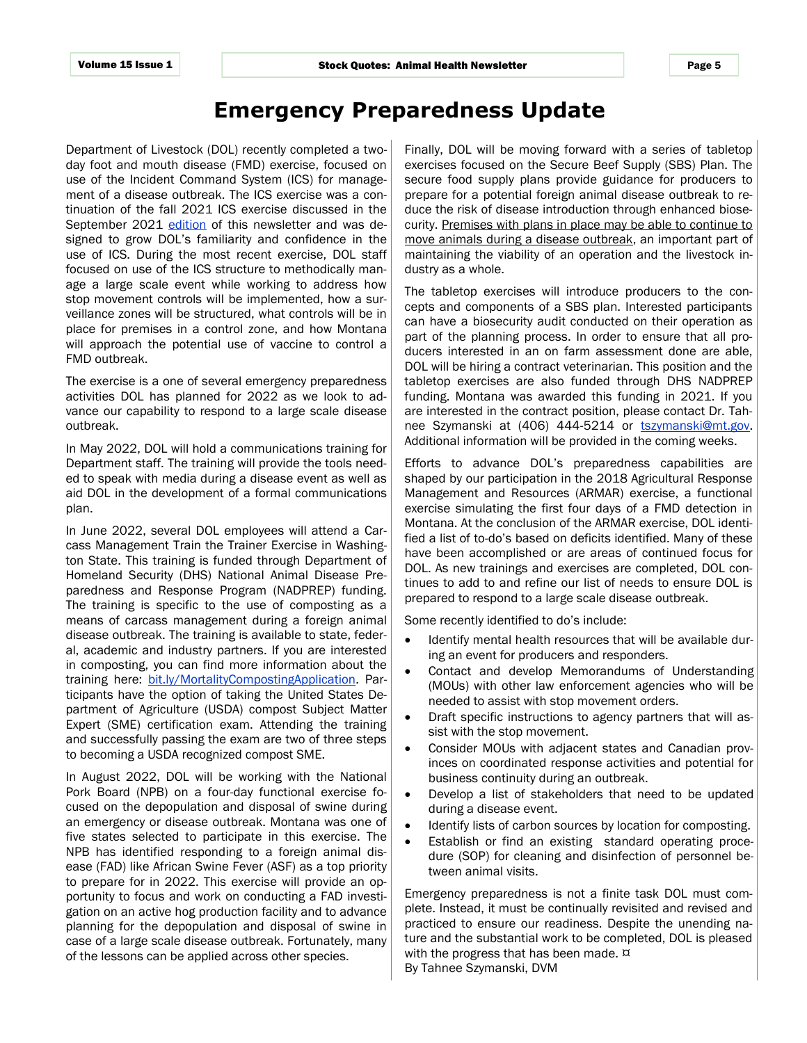# Emergency Preparedness Update

Department of Livestock (DOL) recently completed a two-day foot and mouth disease (FMD) exercise, focused on use of the Incident Command System (ICS) for management of a disease outbreak. The ICS exercise was a continuation of the fall 2021 ICS exercise discussed in the September 2021 edition of this newsletter and was designed to grow DOL's familiarity and confidence in the use of ICS. During the most recent exercise, DOL staff focused on use of the ICS structure to methodically manage a large scale event while working to address how stop movement controls will be implemented, how a surveillance zones will be structured, what controls will be in place for premises in a control zone, and how Montana will approach the potential use of vaccine to control a FMD outbreak.

The exercise is a one of several emergency preparedness activities DOL has planned for 2022 as we look to advance our capability to respond to a large scale disease outbreak.

In May 2022, DOL will hold a communications training for Department staff. The training will provide the tools needed to speak with media during a disease event as well as aid DOL in the development of a formal communications plan.

In June 2022, several DOL employees will attend a Carcass Management Train the Trainer Exercise in Washington State. This training is funded through Department of Homeland Security (DHS) National Animal Disease Preparedness and Response Program (NADPREP) funding. The training is specific to the use of composting as a means of carcass management during a foreign animal disease outbreak. The training is available to state, federal, academic and industry partners. If you are interested in composting, you can find more information about the training here: bit.ly/MortalityCompostingApplication. Participants have the option of taking the United States Department of Agriculture (USDA) compost Subject Matter Expert (SME) certification exam. Attending the training and successfully passing the exam are two of three steps to becoming a USDA recognized compost SME.

In August 2022, DOL will be working with the National Pork Board (NPB) on a four-day functional exercise focused on the depopulation and disposal of swine during an emergency or disease outbreak. Montana was one of five states selected to participate in this exercise. The NPB has identified responding to a foreign animal disease (FAD) like African Swine Fever (ASF) as a top priority to prepare for in 2022. This exercise will provide an opportunity to focus and work on conducting a FAD investigation on an active hog production facility and to advance planning for the depopulation and disposal of swine in case of a large scale disease outbreak. Fortunately, many of the lessons can be applied across other species.

Finally, DOL will be moving forward with a series of tabletop exercises focused on the Secure Beef Supply (SBS) Plan. The secure food supply plans provide guidance for producers to prepare for a potential foreign animal disease outbreak to reduce the risk of disease introduction through enhanced biosecurity. Premises with plans in place may be able to continue to move animals during a disease outbreak, an important part of maintaining the viability of an operation and the livestock industry as a whole.

The tabletop exercises will introduce producers to the concepts and components of a SBS plan. Interested participants can have a biosecurity audit conducted on their operation as part of the planning process. In order to ensure that all producers interested in an on farm assessment done are able, DOL will be hiring a contract veterinarian. This position and the tabletop exercises are also funded through DHS NADPREP funding. Montana was awarded this funding in 2021. If you are interested in the contract position, please contact Dr. Tahnee Szymanski at (406) 444-5214 or tszymanski@mt.gov. Additional information will be provided in the coming weeks.

Efforts to advance DOL's preparedness capabilities are shaped by our participation in the 2018 Agricultural Response Management and Resources (ARMAR) exercise, a functional exercise simulating the first four days of a FMD detection in Montana. At the conclusion of the ARMAR exercise, DOL identified a list of to-do's based on deficits identified. Many of these have been accomplished or are areas of continued focus for DOL. As new trainings and exercises are completed, DOL continues to add to and refine our list of needs to ensure DOL is prepared to respond to a large scale disease outbreak.

Some recently identified to do's include:

- Identify mental health resources that will be available during an event for producers and responders.
- Contact and develop Memorandums of Understanding (MOUs) with other law enforcement agencies who will be needed to assist with stop movement orders.
- Draft specific instructions to agency partners that will assist with the stop movement.
- Consider MOUs with adjacent states and Canadian provinces on coordinated response activities and potential for business continuity during an outbreak.
- Develop a list of stakeholders that need to be updated during a disease event.
- Identify lists of carbon sources by location for composting.
- Establish or find an existing standard operating procedure (SOP) for cleaning and disinfection of personnel between animal visits.

Emergency preparedness is not a finite task DOL must complete. Instead, it must be continually revisited and revised and practiced to ensure our readiness. Despite the unending nature and the substantial work to be completed, DOL is pleased with the progress that has been made. ¤

By Tahnee Szymanski, DVM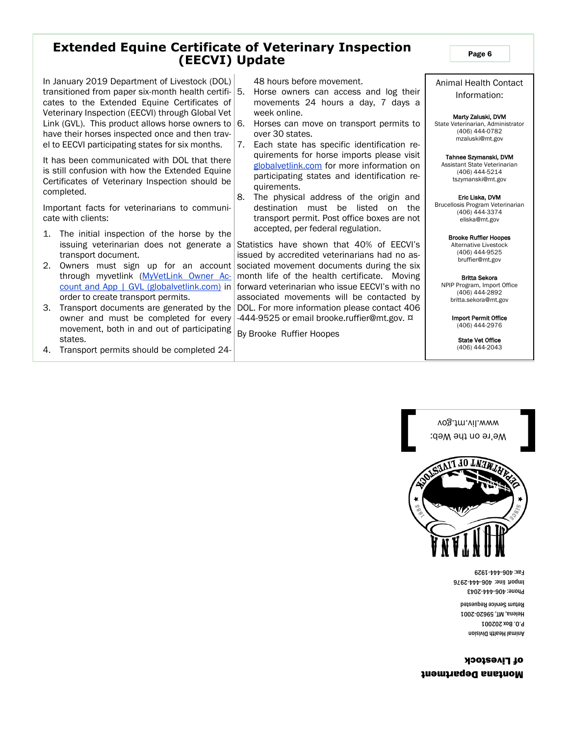## Extended Equine Certificate of Veterinary Inspection (EECVI) Update

In January 2019 Department of Livestock (DOL) transitioned from paper six-month health certificates to the Extended Equine Certificates of Veterinary Inspection (EECVI) through Global Vet Link (GVL). This product allows horse owners to have their horses inspected once and then travel to EECVI participating states for six months.

It has been communicated with DOL that there is still confusion with how the Extended Equine Certificates of Veterinary Inspection should be completed.

Important facts for veterinarians to communicate with clients:

1. The initial inspection of the horse by the issuing veterinarian does not generate a transport document.
2. Owners must sign up for an account through myvetlink (MyVetLink Owner Account and App | GVL (globalvetlink.com)) in order to create transport permits.
3. Transport documents are generated by the owner and must be completed for every movement, both in and out of participating states.
4. Transport permits should be completed 24-48 hours before movement.
5. Horse owners can access and log their movements 24 hours a day, 7 days a week online.
6. Horses can move on transport permits to over 30 states.
7. Each state has specific identification requirements for horse imports please visit globalvetlink.com for more information on participating states and identification requirements.
8. The physical address of the origin and destination must be listed on the transport permit. Post office boxes are not accepted, per federal regulation.

Statistics have shown that 40% of EECVI's issued by accredited veterinarians had no associated movement documents during the six month life of the health certificate. Moving forward veterinarian who issue EECVI's with no associated movements will be contacted by DOL. For more information please contact 406-444-9525 or email brooke.ruffier@mt.gov. ¤

By Brooke Ruffier Hoopes

---

Animal Health Contact Information:

**Marty Zaluski, DVM**
State Veterinarian, Administrator
(406) 444-0782
mzaluski@mt.gov

**Tahnee Szymanski, DVM**
Assistant State Veterinarian
(406) 444-5214
tszymanski@mt.gov

**Eric Liska, DVM**
Brucellosis Program Veterinarian
(406) 444-3374
eliska@mt.gov

**Brooke Ruffier Hoopes**
Alternative Livestock
(406) 444-9525
bruffier@mt.gov

**Britta Sekora**
NPIP Program, Import Office
(406) 444-2892
britta.sekora@mt.gov

**Import Permit Office**
(406) 444-2976

**State Vet Office**
(406) 444-2043

---

We're on the Web:
www.liv.mt.gov

DEPARTMENT OF LIVESTOCK
SINCE 1885
MONTANA

**Montana Department of Livestock**

Animal Health Division
P.O. Box 202001
Helena, MT, 59620-2001
Return Service Requested
Phone: 406-444-2043
Import line: 406-444-2976
Fax: 406-444-1929